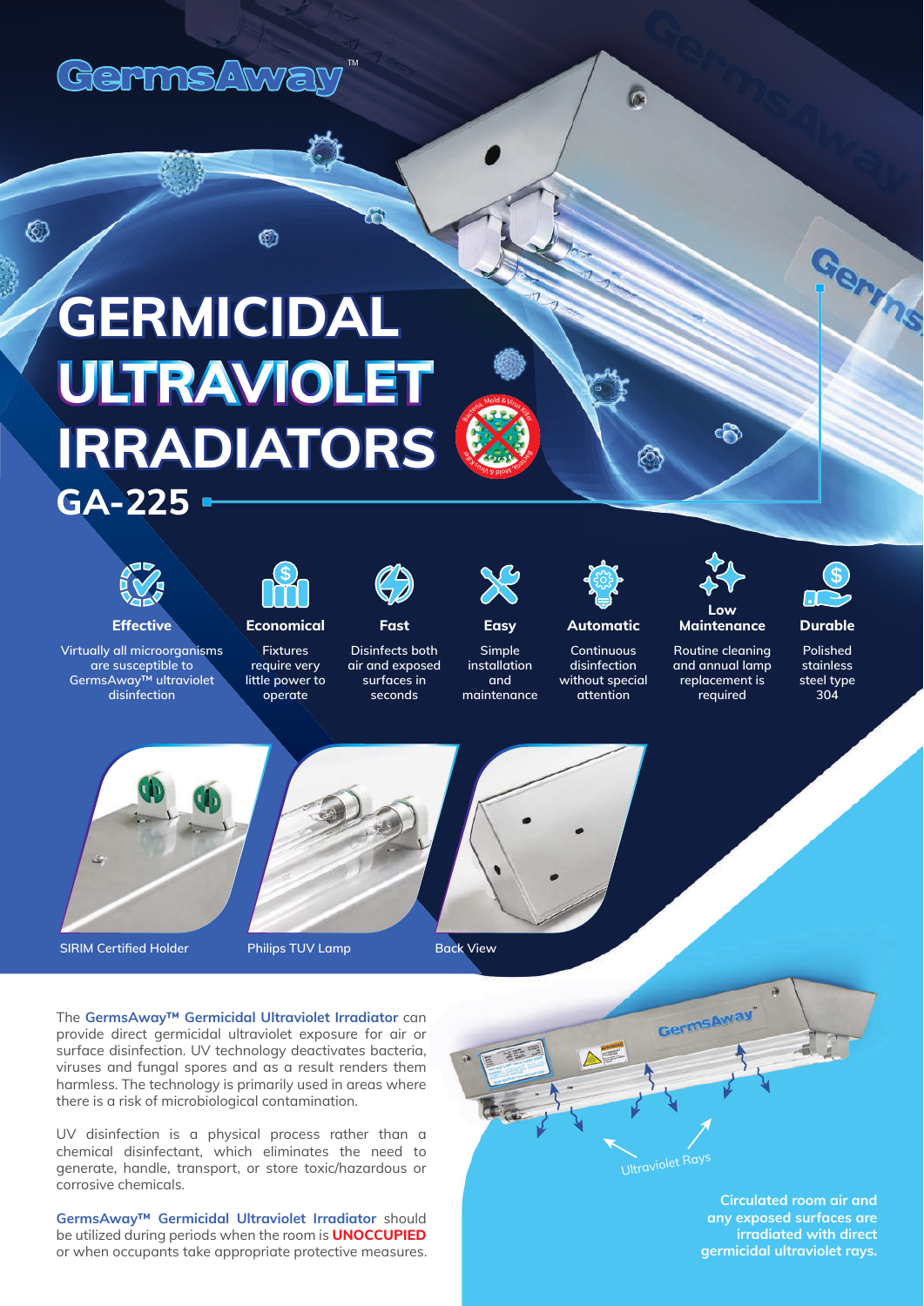GermsAway™

# GERMICIDAL ULTRAVIOLET IRRADIATORS

## GA-225

**Effective**
Virtually all microorganisms are susceptible to GermsAway™ ultraviolet disinfection

**Economical**
Fixtures require very little power to operate

**Fast**
Disinfects both air and exposed surfaces in seconds

**Easy**
Simple installation and maintenance

**Automatic**
Continuous disinfection without special attention

**Low Maintenance**
Routine cleaning and annual lamp replacement is required

**Durable**
Polished stainless steel type 304

SIRIM Certified Holder

Philips TUV Lamp

Back View

The **GermsAway™ Germicidal Ultraviolet Irradiator** can provide direct germicidal ultraviolet exposure for air or surface disinfection. UV technology deactivates bacteria, viruses and fungal spores and as a result renders them harmless. The technology is primarily used in areas where there is a risk of microbiological contamination.

UV disinfection is a physical process rather than a chemical disinfectant, which eliminates the need to generate, handle, transport, or store toxic/hazardous or corrosive chemicals.

**GermsAway™ Germicidal Ultraviolet Irradiator** should be utilized during periods when the room is **UNOCCUPIED** or when occupants take appropriate protective measures.

Ultraviolet Rays

**Circulated room air and any exposed surfaces are irradiated with direct germicidal ultraviolet rays.**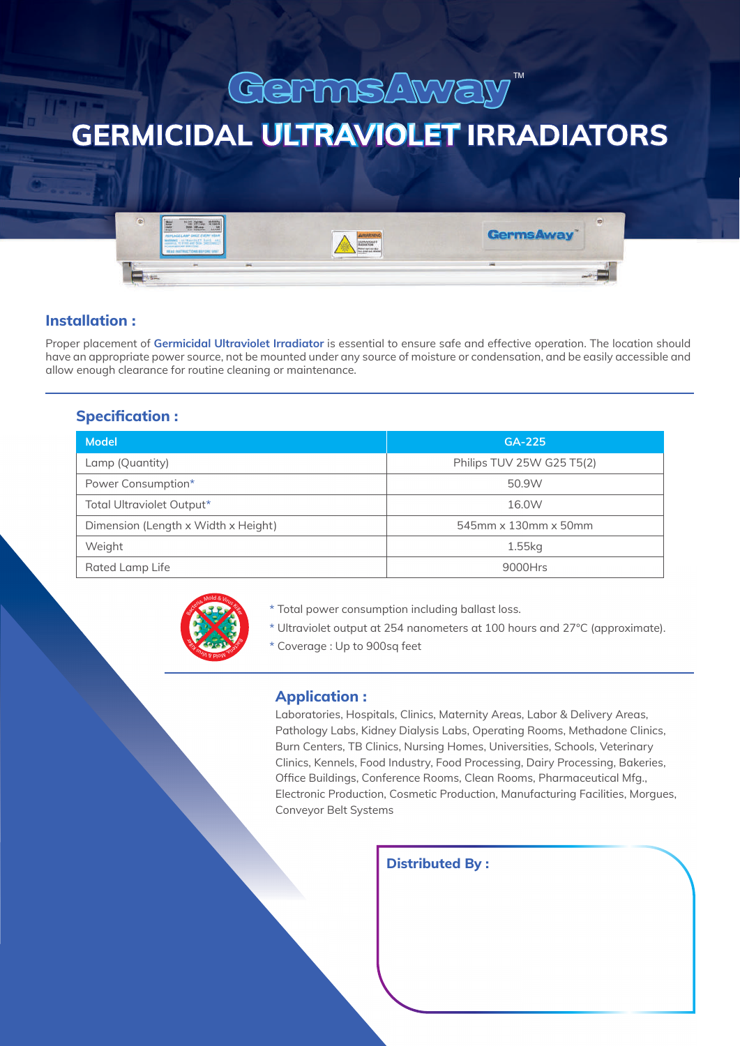# GermsAway™

## GERMICIDAL ULTRAVIOLET IRRADIATORS

## Installation :

Proper placement of **Germicidal Ultraviolet Irradiator** is essential to ensure safe and effective operation. The location should have an appropriate power source, not be mounted under any source of moisture or condensation, and be easily accessible and allow enough clearance for routine cleaning or maintenance.

## Specification :

| Model | GA-225 |
|---|---|
| Lamp (Quantity) | Philips TUV 25W G25 T5(2) |
| Power Consumption* | 50.9W |
| Total Ultraviolet Output* | 16.0W |
| Dimension (Length x Width x Height) | 545mm x 130mm x 50mm |
| Weight | 1.55kg |
| Rated Lamp Life | 9000Hrs |

* Total power consumption including ballast loss.
* Ultraviolet output at 254 nanometers at 100 hours and 27°C (approximate).
* Coverage : Up to 900sq feet

## Application :

Laboratories, Hospitals, Clinics, Maternity Areas, Labor & Delivery Areas, Pathology Labs, Kidney Dialysis Labs, Operating Rooms, Methadone Clinics, Burn Centers, TB Clinics, Nursing Homes, Universities, Schools, Veterinary Clinics, Kennels, Food Industry, Food Processing, Dairy Processing, Bakeries, Office Buildings, Conference Rooms, Clean Rooms, Pharmaceutical Mfg., Electronic Production, Cosmetic Production, Manufacturing Facilities, Morgues, Conveyor Belt Systems

**Distributed By :**